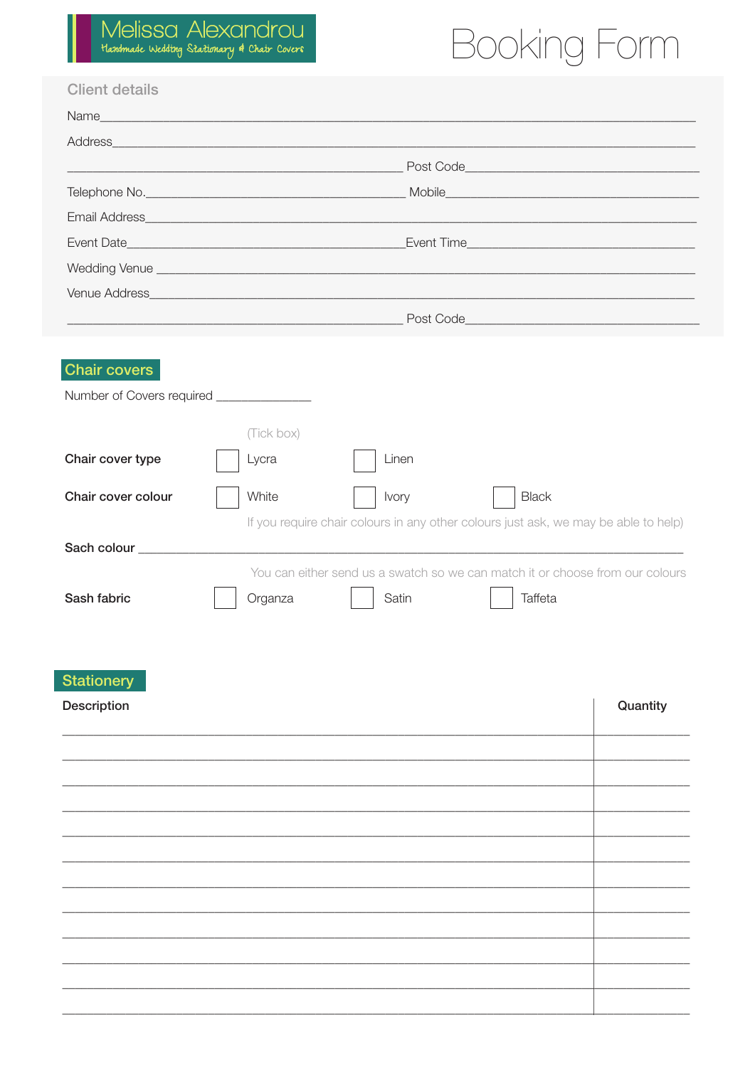Melissa Alexandrou
Handmade Wedding Stationary & Chair Covers

# Booking Form

## Client details

Name\_\_\_\_\_\_\_\_\_\_\_\_\_\_\_\_\_\_\_\_\_\_\_\_\_\_\_\_\_\_\_\_\_\_\_\_\_\_\_\_\_\_\_\_\_\_\_\_\_\_\_\_\_\_\_\_\_\_\_\_

Address\_\_\_\_\_\_\_\_\_\_\_\_\_\_\_\_\_\_\_\_\_\_\_\_\_\_\_\_\_\_\_\_\_\_\_\_\_\_\_\_\_\_\_\_\_\_\_\_\_\_\_\_\_\_\_\_\_\_

\_\_\_\_\_\_\_\_\_\_\_\_\_\_\_\_\_\_\_\_\_\_\_\_\_\_\_\_\_\_\_\_\_\_\_\_ Post Code\_\_\_\_\_\_\_\_\_\_\_\_\_\_\_\_\_\_\_\_\_\_\_\_

Telephone No.\_\_\_\_\_\_\_\_\_\_\_\_\_\_\_\_\_\_\_\_\_\_\_\_\_\_\_\_ Mobile\_\_\_\_\_\_\_\_\_\_\_\_\_\_\_\_\_\_\_\_\_\_\_\_

Email Address\_\_\_\_\_\_\_\_\_\_\_\_\_\_\_\_\_\_\_\_\_\_\_\_\_\_\_\_\_\_\_\_\_\_\_\_\_\_\_\_\_\_\_\_\_\_\_\_\_\_\_\_\_\_

Event Date\_\_\_\_\_\_\_\_\_\_\_\_\_\_\_\_\_\_\_\_\_\_\_\_\_\_\_\_\_\_Event Time\_\_\_\_\_\_\_\_\_\_\_\_\_\_\_\_\_\_\_\_\_\_\_\_

Wedding Venue \_\_\_\_\_\_\_\_\_\_\_\_\_\_\_\_\_\_\_\_\_\_\_\_\_\_\_\_\_\_\_\_\_\_\_\_\_\_\_\_\_\_\_\_\_\_\_\_\_\_\_\_\_\_

Venue Address\_\_\_\_\_\_\_\_\_\_\_\_\_\_\_\_\_\_\_\_\_\_\_\_\_\_\_\_\_\_\_\_\_\_\_\_\_\_\_\_\_\_\_\_\_\_\_\_\_\_\_\_\_\_

\_\_\_\_\_\_\_\_\_\_\_\_\_\_\_\_\_\_\_\_\_\_\_\_\_\_\_\_\_\_\_\_\_\_\_\_ Post Code\_\_\_\_\_\_\_\_\_\_\_\_\_\_\_\_\_\_\_\_\_\_\_\_

## Chair covers

Number of Covers required \_\_\_\_\_\_\_\_\_\_\_\_\_\_

(Tick box)

**Chair cover type** ☐ Lycra ☐ Linen

**Chair cover colour** ☐ White ☐ Ivory ☐ Black

If you require chair colours in any other colours just ask, we may be able to help)

**Sach colour** \_\_\_\_\_\_\_\_\_\_\_\_\_\_\_\_\_\_\_\_\_\_\_\_\_\_\_\_\_\_\_\_\_\_\_\_\_\_\_\_\_\_\_\_\_\_\_\_\_\_\_\_\_\_

You can either send us a swatch so we can match it or choose from our colours

**Sash fabric** ☐ Organza ☐ Satin ☐ Taffeta

## Stationery

| Description | Quantity |
|---|---|
| | |
| | |
| | |
| | |
| | |
| | |
| | |
| | |
| | |
| | |
| | |
| | |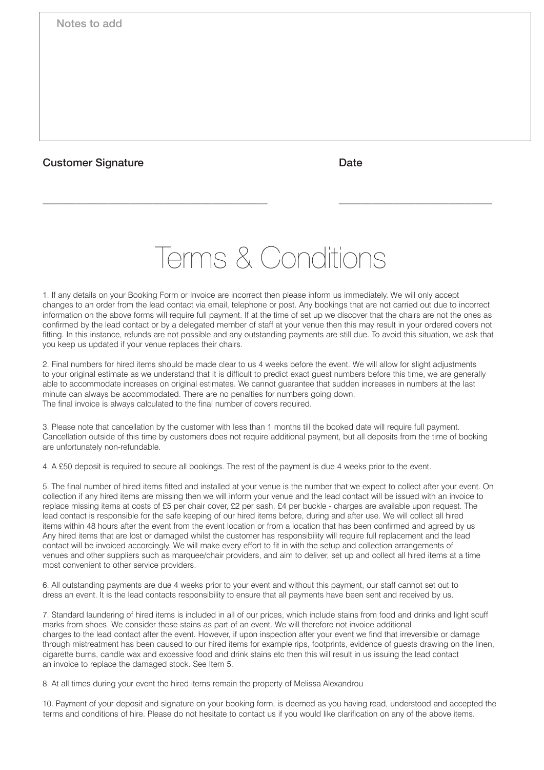Notes to add

**Customer Signature**

\_\_\_\_\_\_\_\_\_\_\_\_\_\_\_\_\_\_\_\_\_\_\_\_\_\_\_\_\_\_\_\_\_\_\_\_\_\_\_\_\_\_

**Date**

\_\_\_\_\_\_\_\_\_\_\_\_\_\_\_\_\_\_\_\_\_\_\_\_\_\_\_\_\_\_

# Terms & Conditions

1. If any details on your Booking Form or Invoice are incorrect then please inform us immediately. We will only accept changes to an order from the lead contact via email, telephone or post. Any bookings that are not carried out due to incorrect information on the above forms will require full payment. If at the time of set up we discover that the chairs are not the ones as confirmed by the lead contact or by a delegated member of staff at your venue then this may result in your ordered covers not fitting. In this instance, refunds are not possible and any outstanding payments are still due. To avoid this situation, we ask that you keep us updated if your venue replaces their chairs.

2. Final numbers for hired items should be made clear to us 4 weeks before the event. We will allow for slight adjustments to your original estimate as we understand that it is difficult to predict exact guest numbers before this time, we are generally able to accommodate increases on original estimates. We cannot guarantee that sudden increases in numbers at the last minute can always be accommodated. There are no penalties for numbers going down.
The final invoice is always calculated to the final number of covers required.

3. Please note that cancellation by the customer with less than 1 months till the booked date will require full payment. Cancellation outside of this time by customers does not require additional payment, but all deposits from the time of booking are unfortunately non-refundable.

4. A £50 deposit is required to secure all bookings. The rest of the payment is due 4 weeks prior to the event.

5. The final number of hired items fitted and installed at your venue is the number that we expect to collect after your event. On collection if any hired items are missing then we will inform your venue and the lead contact will be issued with an invoice to replace missing items at costs of £5 per chair cover, £2 per sash, £4 per buckle - charges are available upon request. The lead contact is responsible for the safe keeping of our hired items before, during and after use. We will collect all hired items within 48 hours after the event from the event location or from a location that has been confirmed and agreed by us Any hired items that are lost or damaged whilst the customer has responsibility will require full replacement and the lead contact will be invoiced accordingly. We will make every effort to fit in with the setup and collection arrangements of venues and other suppliers such as marquee/chair providers, and aim to deliver, set up and collect all hired items at a time most convenient to other service providers.

6. All outstanding payments are due 4 weeks prior to your event and without this payment, our staff cannot set out to dress an event. It is the lead contacts responsibility to ensure that all payments have been sent and received by us.

7. Standard laundering of hired items is included in all of our prices, which include stains from food and drinks and light scuff marks from shoes. We consider these stains as part of an event. We will therefore not invoice additional charges to the lead contact after the event. However, if upon inspection after your event we find that irreversible or damage through mistreatment has been caused to our hired items for example rips, footprints, evidence of guests drawing on the linen, cigarette burns, candle wax and excessive food and drink stains etc then this will result in us issuing the lead contact an invoice to replace the damaged stock. See Item 5.

8. At all times during your event the hired items remain the property of Melissa Alexandrou

10. Payment of your deposit and signature on your booking form, is deemed as you having read, understood and accepted the terms and conditions of hire. Please do not hesitate to contact us if you would like clarification on any of the above items.